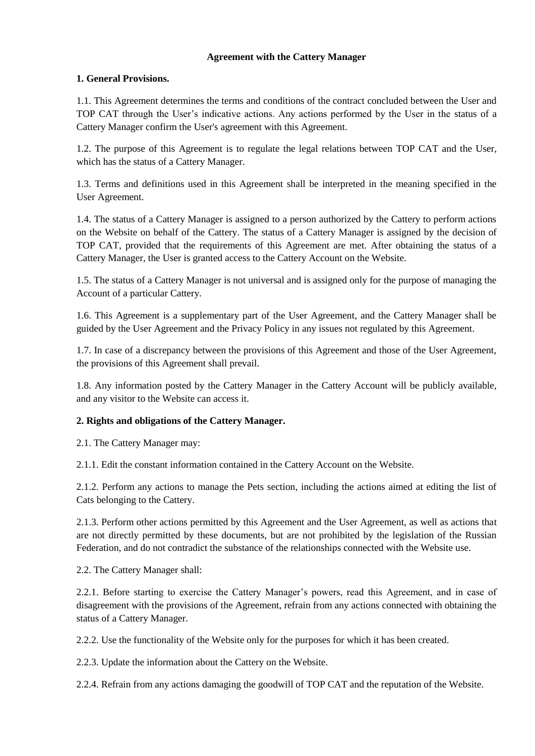# Agreement with the Cattery Manager

## 1. General Provisions.

1.1. This Agreement determines the terms and conditions of the contract concluded between the User and TOP CAT through the User's indicative actions. Any actions performed by the User in the status of a Cattery Manager confirm the User's agreement with this Agreement.

1.2. The purpose of this Agreement is to regulate the legal relations between TOP CAT and the User, which has the status of a Cattery Manager.

1.3. Terms and definitions used in this Agreement shall be interpreted in the meaning specified in the User Agreement.

1.4. The status of a Cattery Manager is assigned to a person authorized by the Cattery to perform actions on the Website on behalf of the Cattery. The status of a Cattery Manager is assigned by the decision of TOP CAT, provided that the requirements of this Agreement are met. After obtaining the status of a Cattery Manager, the User is granted access to the Cattery Account on the Website.

1.5. The status of a Cattery Manager is not universal and is assigned only for the purpose of managing the Account of a particular Cattery.

1.6. This Agreement is a supplementary part of the User Agreement, and the Cattery Manager shall be guided by the User Agreement and the Privacy Policy in any issues not regulated by this Agreement.

1.7. In case of a discrepancy between the provisions of this Agreement and those of the User Agreement, the provisions of this Agreement shall prevail.

1.8. Any information posted by the Cattery Manager in the Cattery Account will be publicly available, and any visitor to the Website can access it.

## 2. Rights and obligations of the Cattery Manager.

2.1. The Cattery Manager may:

2.1.1. Edit the constant information contained in the Cattery Account on the Website.

2.1.2. Perform any actions to manage the Pets section, including the actions aimed at editing the list of Cats belonging to the Cattery.

2.1.3. Perform other actions permitted by this Agreement and the User Agreement, as well as actions that are not directly permitted by these documents, but are not prohibited by the legislation of the Russian Federation, and do not contradict the substance of the relationships connected with the Website use.

2.2. The Cattery Manager shall:

2.2.1. Before starting to exercise the Cattery Manager's powers, read this Agreement, and in case of disagreement with the provisions of the Agreement, refrain from any actions connected with obtaining the status of a Cattery Manager.

2.2.2. Use the functionality of the Website only for the purposes for which it has been created.

2.2.3. Update the information about the Cattery on the Website.

2.2.4. Refrain from any actions damaging the goodwill of TOP CAT and the reputation of the Website.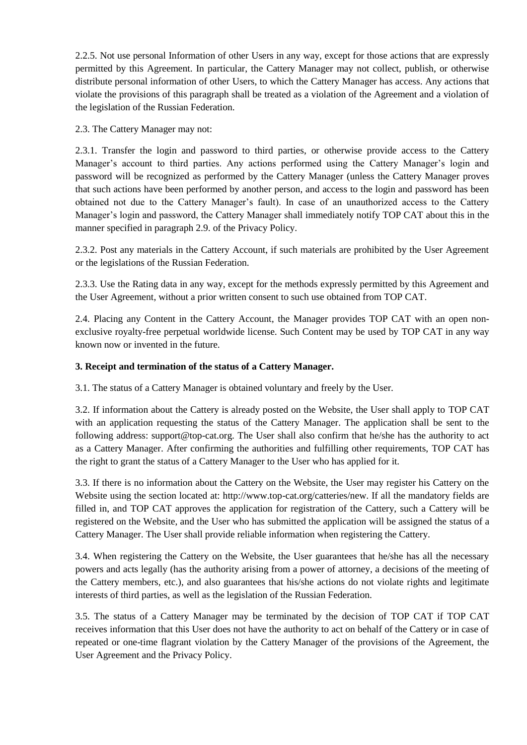2.2.5. Not use personal Information of other Users in any way, except for those actions that are expressly permitted by this Agreement. In particular, the Cattery Manager may not collect, publish, or otherwise distribute personal information of other Users, to which the Cattery Manager has access. Any actions that violate the provisions of this paragraph shall be treated as a violation of the Agreement and a violation of the legislation of the Russian Federation.

2.3. The Cattery Manager may not:

2.3.1. Transfer the login and password to third parties, or otherwise provide access to the Cattery Manager's account to third parties. Any actions performed using the Cattery Manager's login and password will be recognized as performed by the Cattery Manager (unless the Cattery Manager proves that such actions have been performed by another person, and access to the login and password has been obtained not due to the Cattery Manager's fault). In case of an unauthorized access to the Cattery Manager's login and password, the Cattery Manager shall immediately notify TOP CAT about this in the manner specified in paragraph 2.9. of the Privacy Policy.

2.3.2. Post any materials in the Cattery Account, if such materials are prohibited by the User Agreement or the legislations of the Russian Federation.

2.3.3. Use the Rating data in any way, except for the methods expressly permitted by this Agreement and the User Agreement, without a prior written consent to such use obtained from TOP CAT.

2.4. Placing any Content in the Cattery Account, the Manager provides TOP CAT with an open non-exclusive royalty-free perpetual worldwide license. Such Content may be used by TOP CAT in any way known now or invented in the future.

**3. Receipt and termination of the status of a Cattery Manager.**

3.1. The status of a Cattery Manager is obtained voluntary and freely by the User.

3.2. If information about the Cattery is already posted on the Website, the User shall apply to TOP CAT with an application requesting the status of the Cattery Manager. The application shall be sent to the following address: support@top-cat.org. The User shall also confirm that he/she has the authority to act as a Cattery Manager. After confirming the authorities and fulfilling other requirements, TOP CAT has the right to grant the status of a Cattery Manager to the User who has applied for it.

3.3. If there is no information about the Cattery on the Website, the User may register his Cattery on the Website using the section located at: http://www.top-cat.org/catteries/new. If all the mandatory fields are filled in, and TOP CAT approves the application for registration of the Cattery, such a Cattery will be registered on the Website, and the User who has submitted the application will be assigned the status of a Cattery Manager. The User shall provide reliable information when registering the Cattery.

3.4. When registering the Cattery on the Website, the User guarantees that he/she has all the necessary powers and acts legally (has the authority arising from a power of attorney, a decisions of the meeting of the Cattery members, etc.), and also guarantees that his/she actions do not violate rights and legitimate interests of third parties, as well as the legislation of the Russian Federation.

3.5. The status of a Cattery Manager may be terminated by the decision of TOP CAT if TOP CAT receives information that this User does not have the authority to act on behalf of the Cattery or in case of repeated or one-time flagrant violation by the Cattery Manager of the provisions of the Agreement, the User Agreement and the Privacy Policy.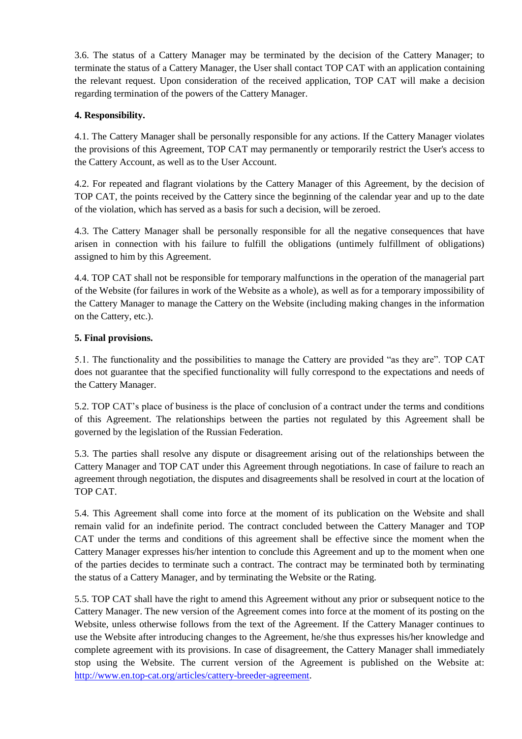3.6. The status of a Cattery Manager may be terminated by the decision of the Cattery Manager; to terminate the status of a Cattery Manager, the User shall contact TOP CAT with an application containing the relevant request. Upon consideration of the received application, TOP CAT will make a decision regarding termination of the powers of the Cattery Manager.

**4. Responsibility.**

4.1. The Cattery Manager shall be personally responsible for any actions. If the Cattery Manager violates the provisions of this Agreement, TOP CAT may permanently or temporarily restrict the User's access to the Cattery Account, as well as to the User Account.

4.2. For repeated and flagrant violations by the Cattery Manager of this Agreement, by the decision of TOP CAT, the points received by the Cattery since the beginning of the calendar year and up to the date of the violation, which has served as a basis for such a decision, will be zeroed.

4.3. The Cattery Manager shall be personally responsible for all the negative consequences that have arisen in connection with his failure to fulfill the obligations (untimely fulfillment of obligations) assigned to him by this Agreement.

4.4. TOP CAT shall not be responsible for temporary malfunctions in the operation of the managerial part of the Website (for failures in work of the Website as a whole), as well as for a temporary impossibility of the Cattery Manager to manage the Cattery on the Website (including making changes in the information on the Cattery, etc.).

**5. Final provisions.**

5.1. The functionality and the possibilities to manage the Cattery are provided "as they are". TOP CAT does not guarantee that the specified functionality will fully correspond to the expectations and needs of the Cattery Manager.

5.2. TOP CAT's place of business is the place of conclusion of a contract under the terms and conditions of this Agreement. The relationships between the parties not regulated by this Agreement shall be governed by the legislation of the Russian Federation.

5.3. The parties shall resolve any dispute or disagreement arising out of the relationships between the Cattery Manager and TOP CAT under this Agreement through negotiations. In case of failure to reach an agreement through negotiation, the disputes and disagreements shall be resolved in court at the location of TOP CAT.

5.4. This Agreement shall come into force at the moment of its publication on the Website and shall remain valid for an indefinite period. The contract concluded between the Cattery Manager and TOP CAT under the terms and conditions of this agreement shall be effective since the moment when the Cattery Manager expresses his/her intention to conclude this Agreement and up to the moment when one of the parties decides to terminate such a contract. The contract may be terminated both by terminating the status of a Cattery Manager, and by terminating the Website or the Rating.

5.5. TOP CAT shall have the right to amend this Agreement without any prior or subsequent notice to the Cattery Manager. The new version of the Agreement comes into force at the moment of its posting on the Website, unless otherwise follows from the text of the Agreement. If the Cattery Manager continues to use the Website after introducing changes to the Agreement, he/she thus expresses his/her knowledge and complete agreement with its provisions. In case of disagreement, the Cattery Manager shall immediately stop using the Website. The current version of the Agreement is published on the Website at: [http://www.en.top-cat.org/articles/cattery-breeder-agreement](http://www.en.top-cat.org/articles/cattery-breeder-agreement).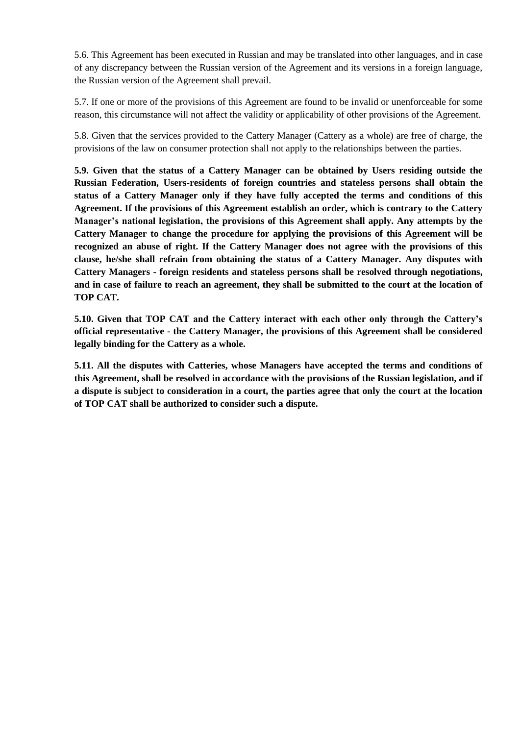5.6. This Agreement has been executed in Russian and may be translated into other languages, and in case of any discrepancy between the Russian version of the Agreement and its versions in a foreign language, the Russian version of the Agreement shall prevail.

5.7. If one or more of the provisions of this Agreement are found to be invalid or unenforceable for some reason, this circumstance will not affect the validity or applicability of other provisions of the Agreement.

5.8. Given that the services provided to the Cattery Manager (Cattery as a whole) are free of charge, the provisions of the law on consumer protection shall not apply to the relationships between the parties.

**5.9. Given that the status of a Cattery Manager can be obtained by Users residing outside the Russian Federation, Users-residents of foreign countries and stateless persons shall obtain the status of a Cattery Manager only if they have fully accepted the terms and conditions of this Agreement. If the provisions of this Agreement establish an order, which is contrary to the Cattery Manager's national legislation, the provisions of this Agreement shall apply. Any attempts by the Cattery Manager to change the procedure for applying the provisions of this Agreement will be recognized an abuse of right. If the Cattery Manager does not agree with the provisions of this clause, he/she shall refrain from obtaining the status of a Cattery Manager. Any disputes with Cattery Managers - foreign residents and stateless persons shall be resolved through negotiations, and in case of failure to reach an agreement, they shall be submitted to the court at the location of TOP CAT.**

**5.10. Given that TOP CAT and the Cattery interact with each other only through the Cattery's official representative - the Cattery Manager, the provisions of this Agreement shall be considered legally binding for the Cattery as a whole.**

**5.11. All the disputes with Catteries, whose Managers have accepted the terms and conditions of this Agreement, shall be resolved in accordance with the provisions of the Russian legislation, and if a dispute is subject to consideration in a court, the parties agree that only the court at the location of TOP CAT shall be authorized to consider such a dispute.**